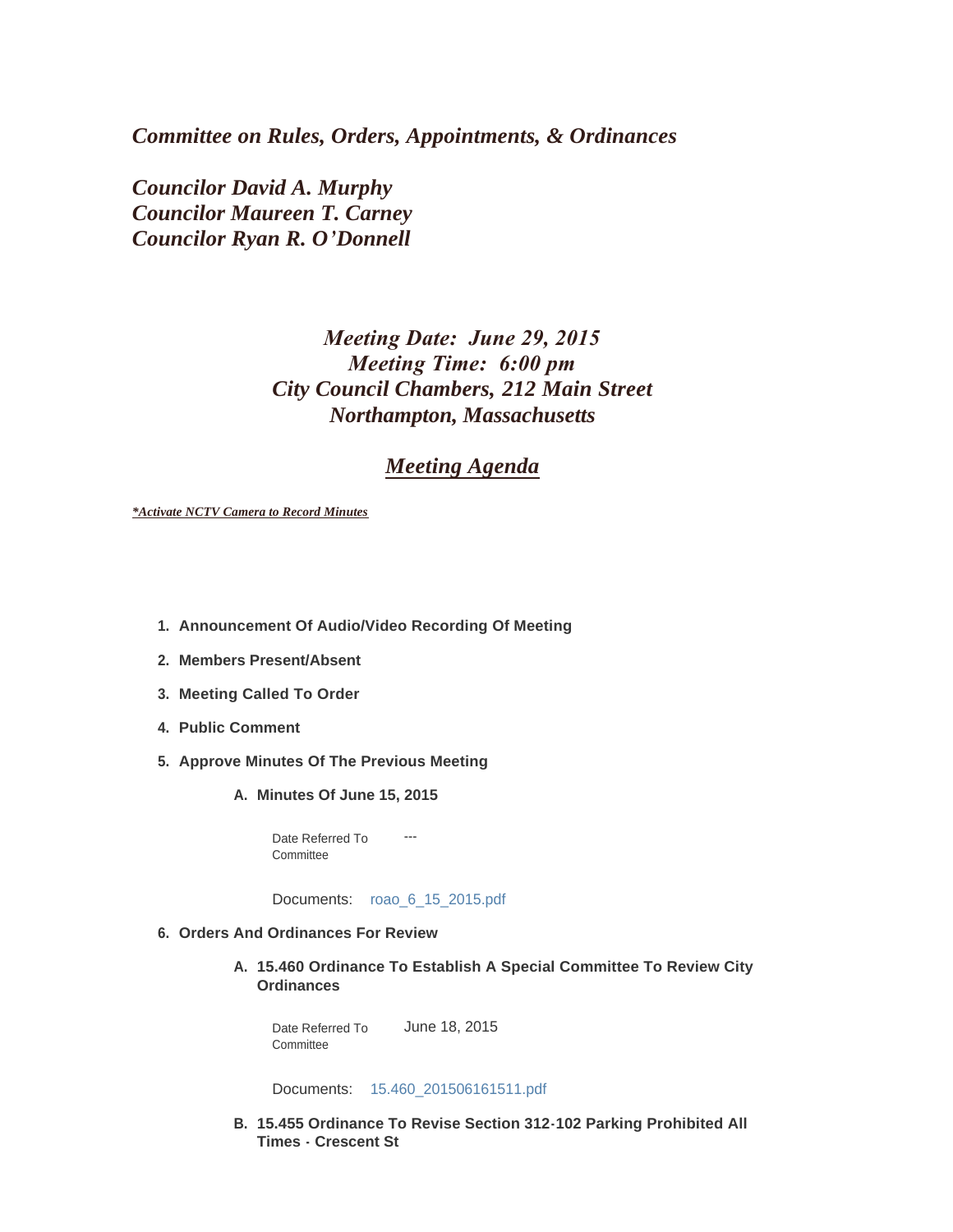*Committee on Rules, Orders, Appointments, & Ordinances*

*Councilor David A. Murphy*
*Councilor Maureen T. Carney*
*Councilor Ryan R. O'Donnell*

*Meeting Date: June 29, 2015*
*Meeting Time: 6:00 pm*
*City Council Chambers, 212 Main Street*
*Northampton, Massachusetts*

# *Meeting Agenda*

***Activate NCTV Camera to Record Minutes***

1. **Announcement Of Audio/Video Recording Of Meeting**
2. **Members Present/Absent**
3. **Meeting Called To Order**
4. **Public Comment**
5. **Approve Minutes Of The Previous Meeting**

   A. **Minutes Of June 15, 2015**

   Date Referred To Committee ---

   Documents: roao_6_15_2015.pdf

6. **Orders And Ordinances For Review**

   A. **15.460 Ordinance To Establish A Special Committee To Review City Ordinances**

   Date Referred To Committee June 18, 2015

   Documents: 15.460_201506161511.pdf

   B. **15.455 Ordinance To Revise Section 312-102 Parking Prohibited All Times - Crescent St**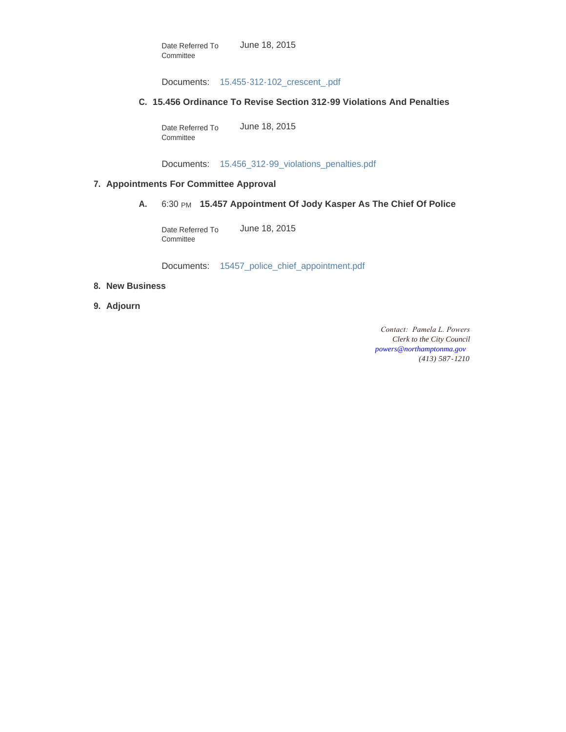Date Referred To Committee: June 18, 2015

Documents: 15.455-312-102_crescent_.pdf

**C. 15.456 Ordinance To Revise Section 312-99 Violations And Penalties**

Date Referred To Committee: June 18, 2015

Documents: 15.456_312-99_violations_penalties.pdf

**7. Appointments For Committee Approval**

**A.** 6:30 PM **15.457 Appointment Of Jody Kasper As The Chief Of Police**

Date Referred To Committee: June 18, 2015

Documents: 15457_police_chief_appointment.pdf

**8. New Business**

**9. Adjourn**

*Contact: Pamela L. Powers*
*Clerk to the City Council*
*powers@northamptonma.gov*
*(413) 587-1210*